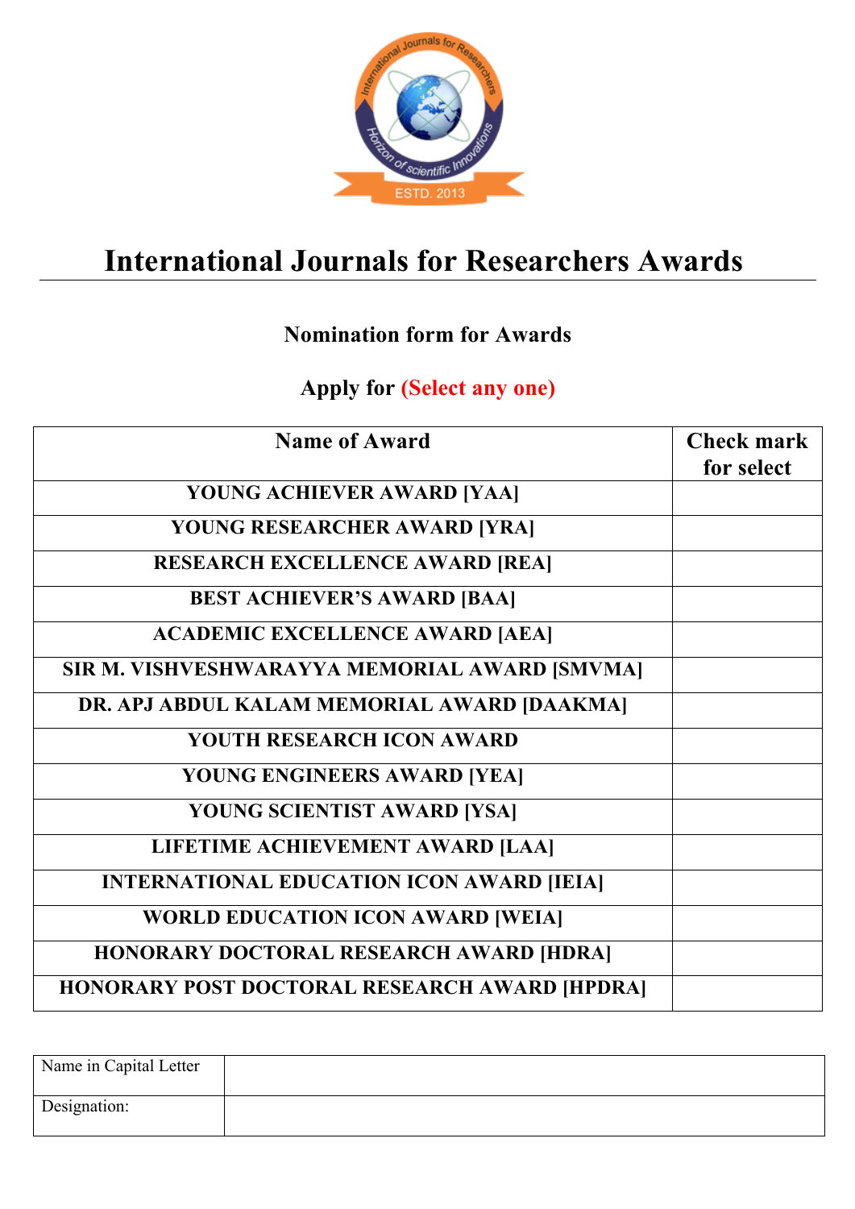# International Journals for Researchers Awards

## Nomination form for Awards

### Apply for (Select any one)

| Name of Award | Check mark for select |
|---|---|
| YOUNG ACHIEVER AWARD [YAA] | |
| YOUNG RESEARCHER AWARD [YRA] | |
| RESEARCH EXCELLENCE AWARD [REA] | |
| BEST ACHIEVER'S AWARD [BAA] | |
| ACADEMIC EXCELLENCE AWARD [AEA] | |
| SIR M. VISHVESHWARAYYA MEMORIAL AWARD [SMVMA] | |
| DR. APJ ABDUL KALAM MEMORIAL AWARD [DAAKMA] | |
| YOUTH RESEARCH ICON AWARD | |
| YOUNG ENGINEERS AWARD [YEA] | |
| YOUNG SCIENTIST AWARD [YSA] | |
| LIFETIME ACHIEVEMENT AWARD [LAA] | |
| INTERNATIONAL EDUCATION ICON AWARD [IEIA] | |
| WORLD EDUCATION ICON AWARD [WEIA] | |
| HONORARY DOCTORAL RESEARCH AWARD [HDRA] | |
| HONORARY POST DOCTORAL RESEARCH AWARD [HPDRA] | |

| | |
|---|---|
| Name in Capital Letter | |
| Designation: | |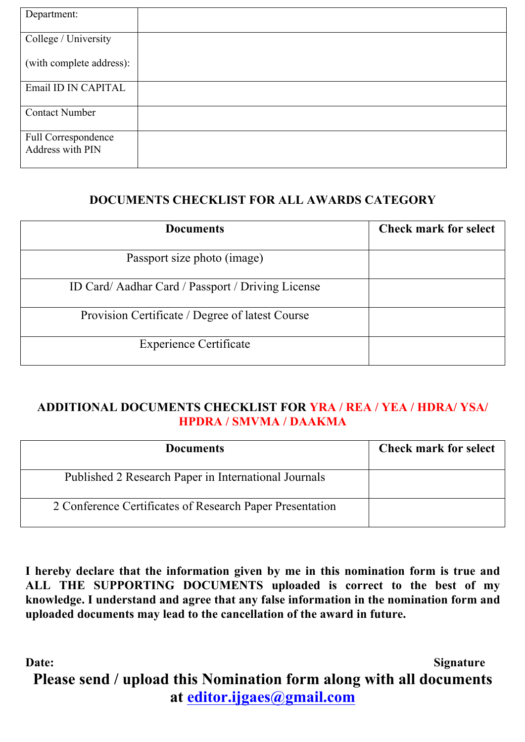| | |
|---|---|
| Department: | |
| College / University (with complete address): | |
| Email ID IN CAPITAL | |
| Contact Number | |
| Full Correspondence Address with PIN | |

## DOCUMENTS CHECKLIST FOR ALL AWARDS CATEGORY

| Documents | Check mark for select |
|---|---|
| Passport size photo (image) | |
| ID Card/ Aadhar Card / Passport / Driving License | |
| Provision Certificate / Degree of latest Course | |
| Experience Certificate | |

## ADDITIONAL DOCUMENTS CHECKLIST FOR YRA / REA / YEA / HDRA/ YSA/ HPDRA / SMVMA / DAAKMA

| Documents | Check mark for select |
|---|---|
| Published 2 Research Paper in International Journals | |
| 2 Conference Certificates of Research Paper Presentation | |

**I hereby declare that the information given by me in this nomination form is true and ALL THE SUPPORTING DOCUMENTS uploaded is correct to the best of my knowledge. I understand and agree that any false information in the nomination form and uploaded documents may lead to the cancellation of the award in future.**

**Date:** **Signature**

**Please send / upload this Nomination form along with all documents at editor.ijgaes@gmail.com**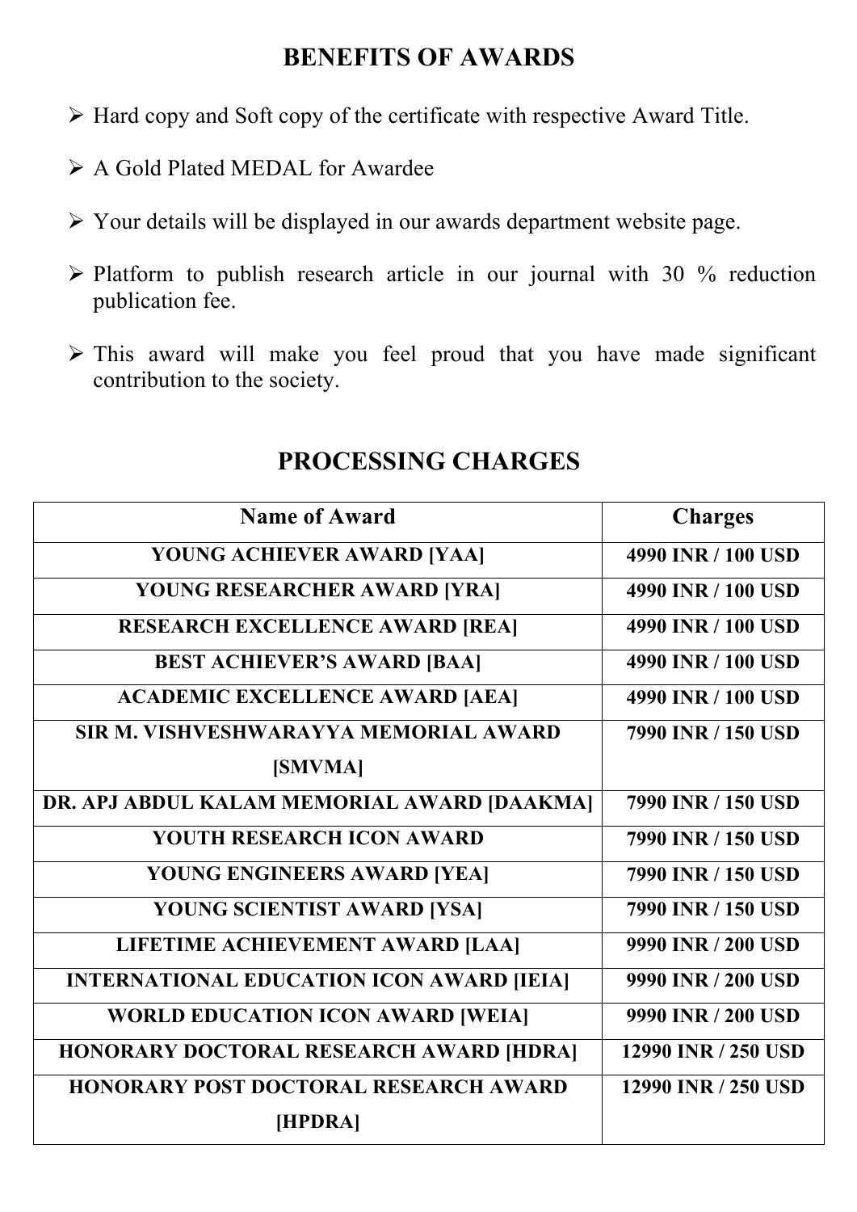## BENEFITS OF AWARDS

- Hard copy and Soft copy of the certificate with respective Award Title.
- A Gold Plated MEDAL for Awardee
- Your details will be displayed in our awards department website page.
- Platform to publish research article in our journal with 30 % reduction publication fee.
- This award will make you feel proud that you have made significant contribution to the society.

## PROCESSING CHARGES

| Name of Award | Charges |
|---|---|
| **YOUNG ACHIEVER AWARD [YAA]** | **4990 INR / 100 USD** |
| **YOUNG RESEARCHER AWARD [YRA]** | **4990 INR / 100 USD** |
| **RESEARCH EXCELLENCE AWARD [REA]** | **4990 INR / 100 USD** |
| **BEST ACHIEVER'S AWARD [BAA]** | **4990 INR / 100 USD** |
| **ACADEMIC EXCELLENCE AWARD [AEA]** | **4990 INR / 100 USD** |
| **SIR M. VISHVESHWARAYYA MEMORIAL AWARD [SMVMA]** | **7990 INR / 150 USD** |
| **DR. APJ ABDUL KALAM MEMORIAL AWARD [DAAKMA]** | **7990 INR / 150 USD** |
| **YOUTH RESEARCH ICON AWARD** | **7990 INR / 150 USD** |
| **YOUNG ENGINEERS AWARD [YEA]** | **7990 INR / 150 USD** |
| **YOUNG SCIENTIST AWARD [YSA]** | **7990 INR / 150 USD** |
| **LIFETIME ACHIEVEMENT AWARD [LAA]** | **9990 INR / 200 USD** |
| **INTERNATIONAL EDUCATION ICON AWARD [IEIA]** | **9990 INR / 200 USD** |
| **WORLD EDUCATION ICON AWARD [WEIA]** | **9990 INR / 200 USD** |
| **HONORARY DOCTORAL RESEARCH AWARD [HDRA]** | **12990 INR / 250 USD** |
| **HONORARY POST DOCTORAL RESEARCH AWARD [HPDRA]** | **12990 INR / 250 USD** |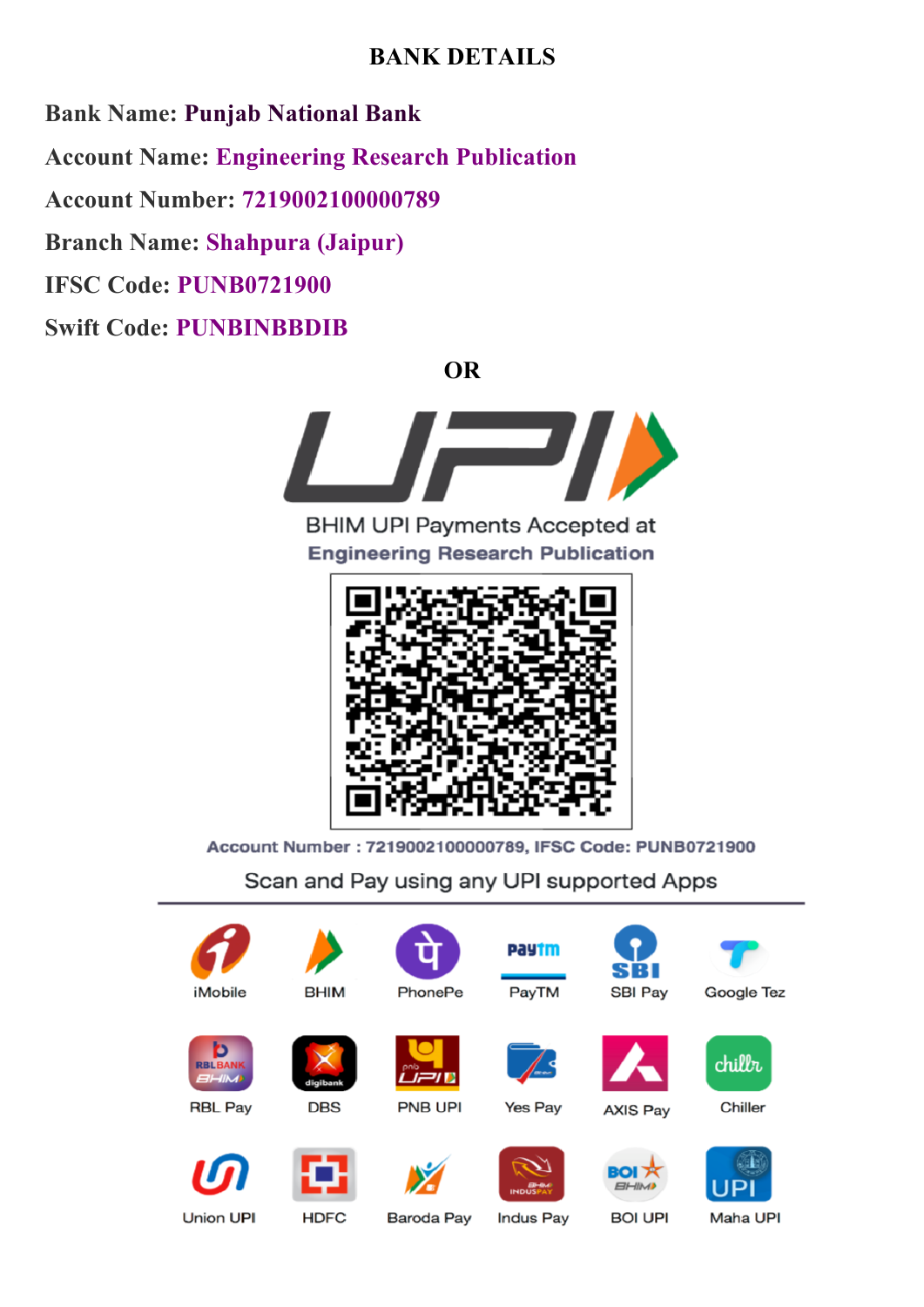# BANK DETAILS

**Bank Name:** **Punjab National Bank**

**Account Name:** **Engineering Research Publication**

**Account Number:** **7219002100000789**

**Branch Name:** **Shahpura (Jaipur)**

**IFSC Code:** **PUNB0721900**

**Swift Code:** **PUNBINBBDIB**

**OR**

UPI

BHIM UPI Payments Accepted at

**Engineering Research Publication**

**Account Number : 7219002100000789, IFSC Code: PUNB0721900**

Scan and Pay using any UPI supported Apps

iMobile, BHIM, PhonePe, PayTM, SBI Pay, Google Tez

RBL Pay, DBS, PNB UPI, Yes Pay, AXIS Pay, Chiller

Union UPI, HDFC, Baroda Pay, Indus Pay, BOI UPI, Maha UPI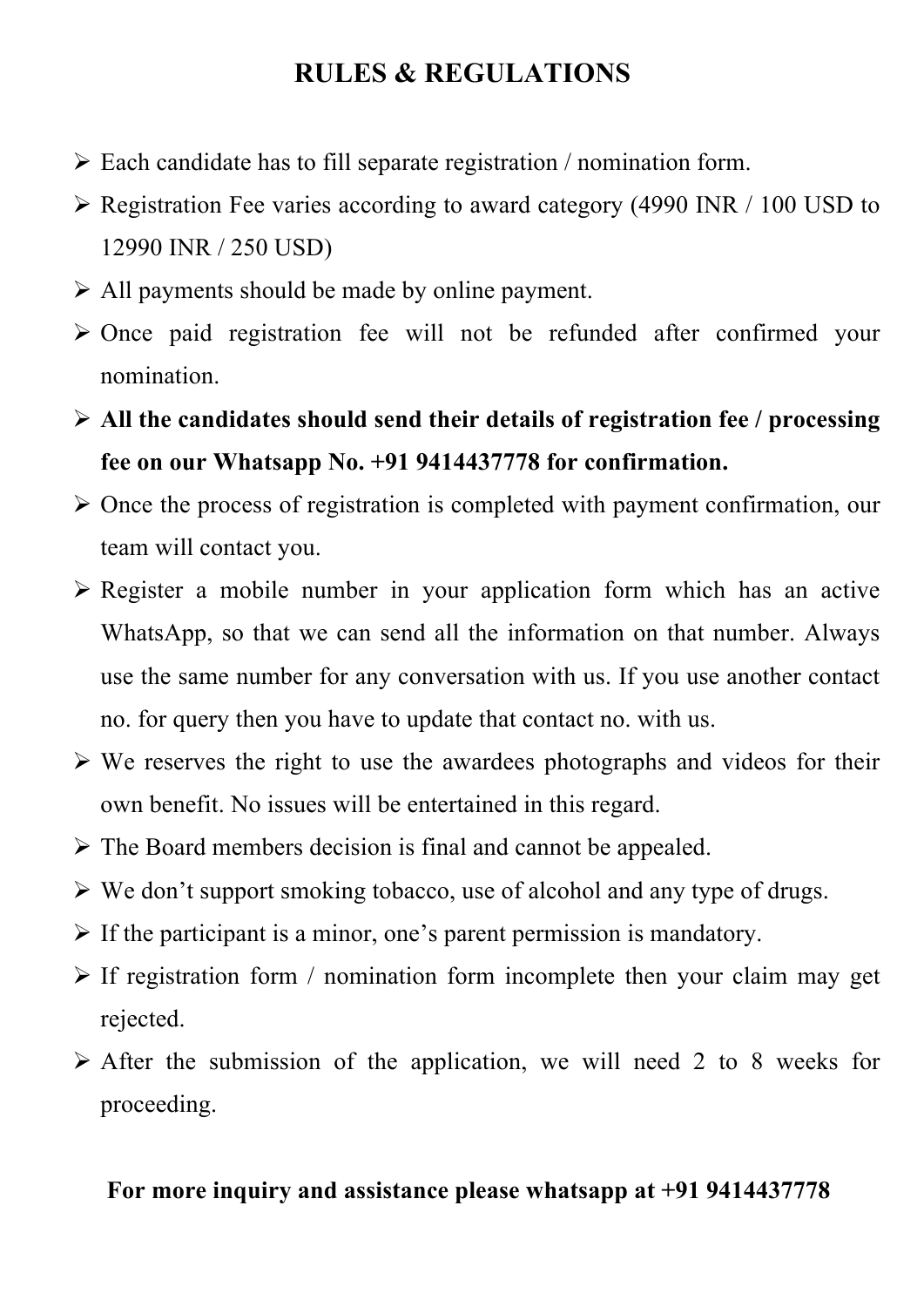# RULES & REGULATIONS

- Each candidate has to fill separate registration / nomination form.
- Registration Fee varies according to award category (4990 INR / 100 USD to 12990 INR / 250 USD)
- All payments should be made by online payment.
- Once paid registration fee will not be refunded after confirmed your nomination.
- **All the candidates should send their details of registration fee / processing fee on our Whatsapp No. +91 9414437778 for confirmation.**
- Once the process of registration is completed with payment confirmation, our team will contact you.
- Register a mobile number in your application form which has an active WhatsApp, so that we can send all the information on that number. Always use the same number for any conversation with us. If you use another contact no. for query then you have to update that contact no. with us.
- We reserves the right to use the awardees photographs and videos for their own benefit. No issues will be entertained in this regard.
- The Board members decision is final and cannot be appealed.
- We don't support smoking tobacco, use of alcohol and any type of drugs.
- If the participant is a minor, one's parent permission is mandatory.
- If registration form / nomination form incomplete then your claim may get rejected.
- After the submission of the application, we will need 2 to 8 weeks for proceeding.

**For more inquiry and assistance please whatsapp at +91 9414437778**